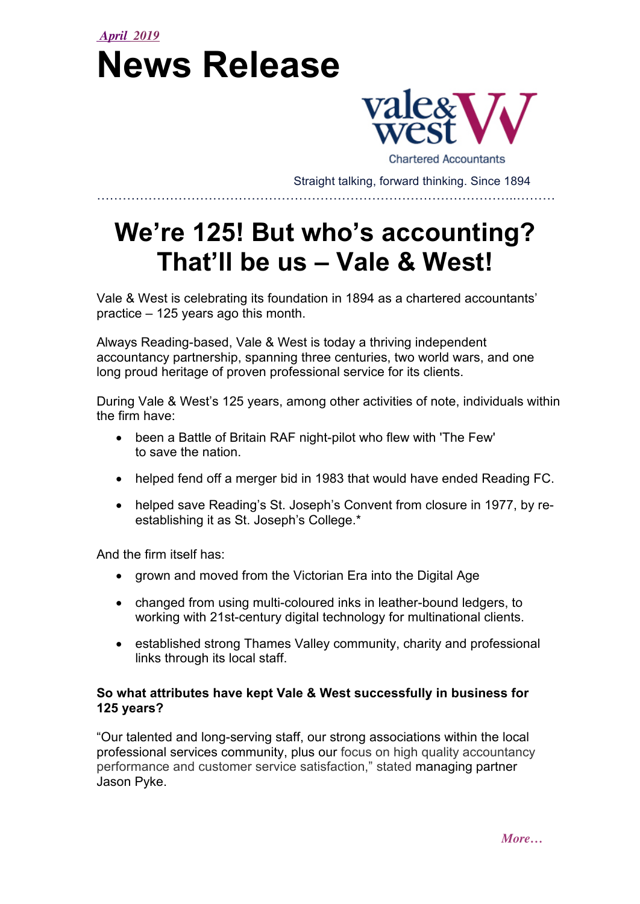*April 2019*

# News Release

vale & west
Chartered Accountants

Straight talking, forward thinking. Since 1894

## We're 125! But who's accounting? That'll be us – Vale & West!

Vale & West is celebrating its foundation in 1894 as a chartered accountants' practice – 125 years ago this month.

Always Reading-based, Vale & West is today a thriving independent accountancy partnership, spanning three centuries, two world wars, and one long proud heritage of proven professional service for its clients.

During Vale & West's 125 years, among other activities of note, individuals within the firm have:

- been a Battle of Britain RAF night-pilot who flew with 'The Few' to save the nation.
- helped fend off a merger bid in 1983 that would have ended Reading FC.
- helped save Reading's St. Joseph's Convent from closure in 1977, by re-establishing it as St. Joseph's College.*

And the firm itself has:

- grown and moved from the Victorian Era into the Digital Age
- changed from using multi-coloured inks in leather-bound ledgers, to working with 21st-century digital technology for multinational clients.
- established strong Thames Valley community, charity and professional links through its local staff.

**So what attributes have kept Vale & West successfully in business for 125 years?**

"Our talented and long-serving staff, our strong associations within the local professional services community, plus our focus on high quality accountancy performance and customer service satisfaction," stated managing partner Jason Pyke.

*More…*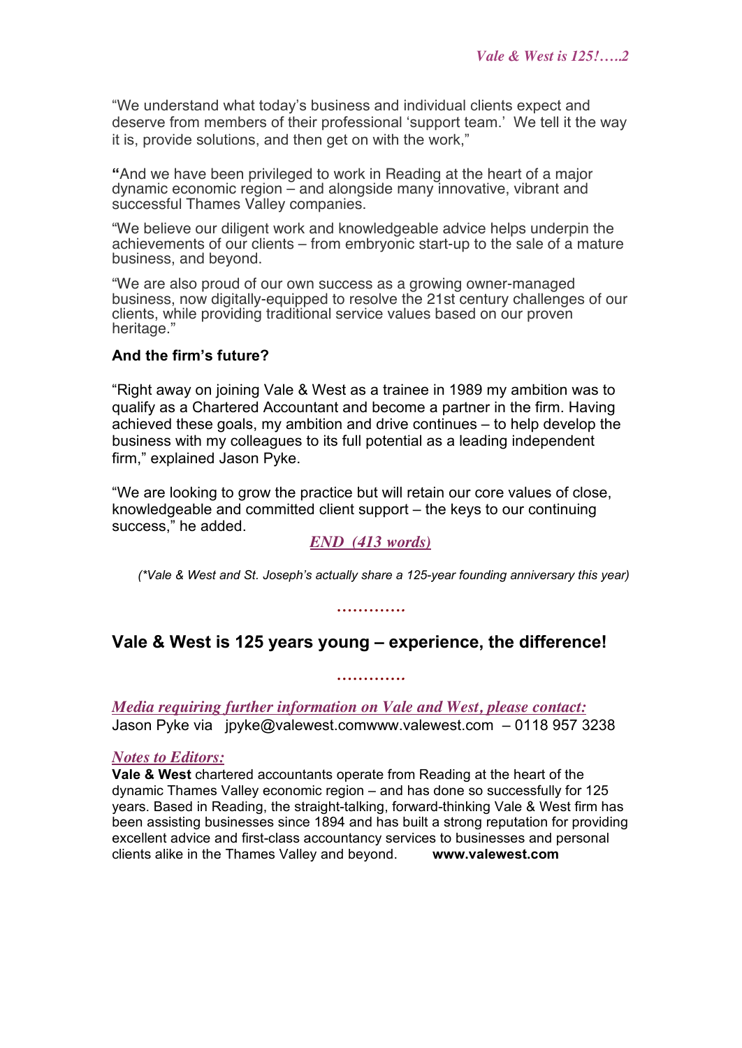"We understand what today's business and individual clients expect and deserve from members of their professional 'support team.' We tell it the way it is, provide solutions, and then get on with the work,"

**"**And we have been privileged to work in Reading at the heart of a major dynamic economic region – and alongside many innovative, vibrant and successful Thames Valley companies.

"We believe our diligent work and knowledgeable advice helps underpin the achievements of our clients – from embryonic start-up to the sale of a mature business, and beyond.

"We are also proud of our own success as a growing owner-managed business, now digitally-equipped to resolve the 21st century challenges of our clients, while providing traditional service values based on our proven heritage."

**And the firm's future?**

"Right away on joining Vale & West as a trainee in 1989 my ambition was to qualify as a Chartered Accountant and become a partner in the firm. Having achieved these goals, my ambition and drive continues – to help develop the business with my colleagues to its full potential as a leading independent firm," explained Jason Pyke.

"We are looking to grow the practice but will retain our core values of close, knowledgeable and committed client support – the keys to our continuing success," he added.

*END (413 words)*

*(\*Vale & West and St. Joseph's actually share a 125-year founding anniversary this year)*

…………

## Vale & West is 125 years young – experience, the difference!

…………

*Media requiring further information on Vale and West, please contact:*
Jason Pyke via jpyke@valewest.comwww.valewest.com – 0118 957 3238

*Notes to Editors:*
**Vale & West** chartered accountants operate from Reading at the heart of the dynamic Thames Valley economic region – and has done so successfully for 125 years. Based in Reading, the straight-talking, forward-thinking Vale & West firm has been assisting businesses since 1894 and has built a strong reputation for providing excellent advice and first-class accountancy services to businesses and personal clients alike in the Thames Valley and beyond. **www.valewest.com**